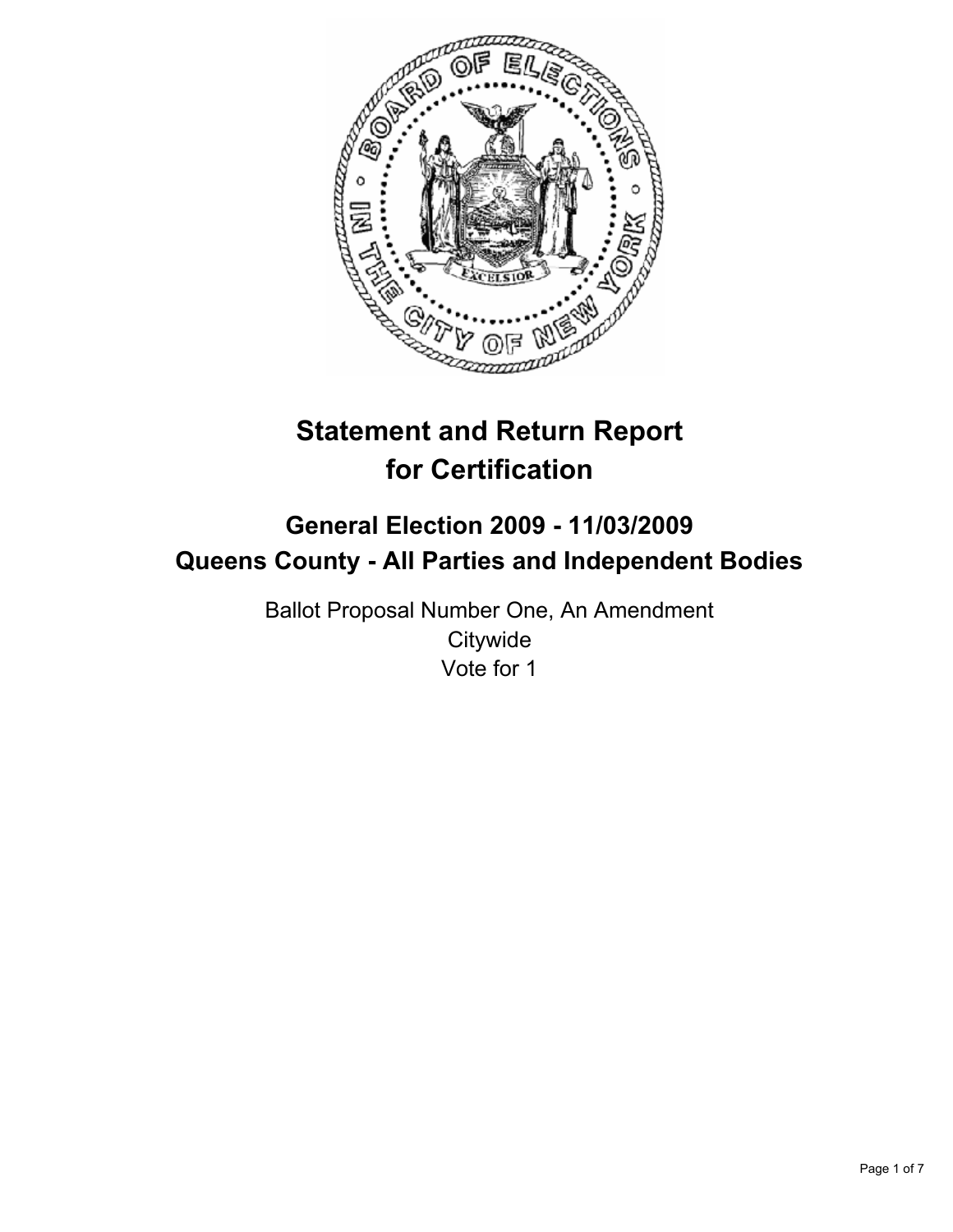# Statement and Return Report for Certification

## General Election 2009 - 11/03/2009
## Queens County - All Parties and Independent Bodies

Ballot Proposal Number One, An Amendment
Citywide
Vote for 1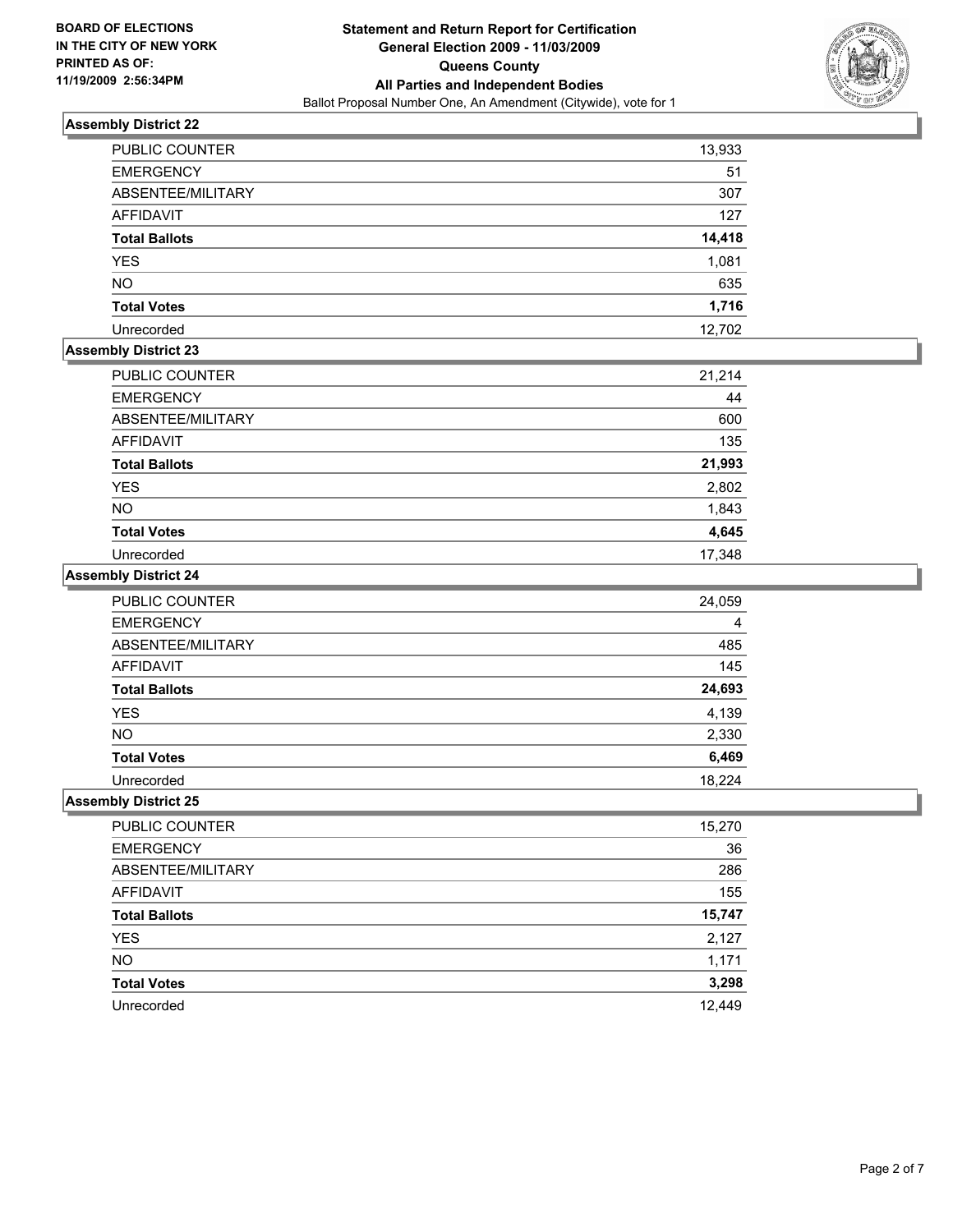BOARD OF ELECTIONS
IN THE CITY OF NEW YORK
PRINTED AS OF:
11/19/2009 2:56:34PM

**Statement and Return Report for Certification**
**General Election 2009 - 11/03/2009**
**Queens County**
**All Parties and Independent Bodies**
Ballot Proposal Number One, An Amendment (Citywide), vote for 1

### Assembly District 22

| | |
|---|---|
| PUBLIC COUNTER | 13,933 |
| EMERGENCY | 51 |
| ABSENTEE/MILITARY | 307 |
| AFFIDAVIT | 127 |
| **Total Ballots** | **14,418** |
| YES | 1,081 |
| NO | 635 |
| **Total Votes** | **1,716** |
| Unrecorded | 12,702 |

### Assembly District 23

| | |
|---|---|
| PUBLIC COUNTER | 21,214 |
| EMERGENCY | 44 |
| ABSENTEE/MILITARY | 600 |
| AFFIDAVIT | 135 |
| **Total Ballots** | **21,993** |
| YES | 2,802 |
| NO | 1,843 |
| **Total Votes** | **4,645** |
| Unrecorded | 17,348 |

### Assembly District 24

| | |
|---|---|
| PUBLIC COUNTER | 24,059 |
| EMERGENCY | 4 |
| ABSENTEE/MILITARY | 485 |
| AFFIDAVIT | 145 |
| **Total Ballots** | **24,693** |
| YES | 4,139 |
| NO | 2,330 |
| **Total Votes** | **6,469** |
| Unrecorded | 18,224 |

### Assembly District 25

| | |
|---|---|
| PUBLIC COUNTER | 15,270 |
| EMERGENCY | 36 |
| ABSENTEE/MILITARY | 286 |
| AFFIDAVIT | 155 |
| **Total Ballots** | **15,747** |
| YES | 2,127 |
| NO | 1,171 |
| **Total Votes** | **3,298** |
| Unrecorded | 12,449 |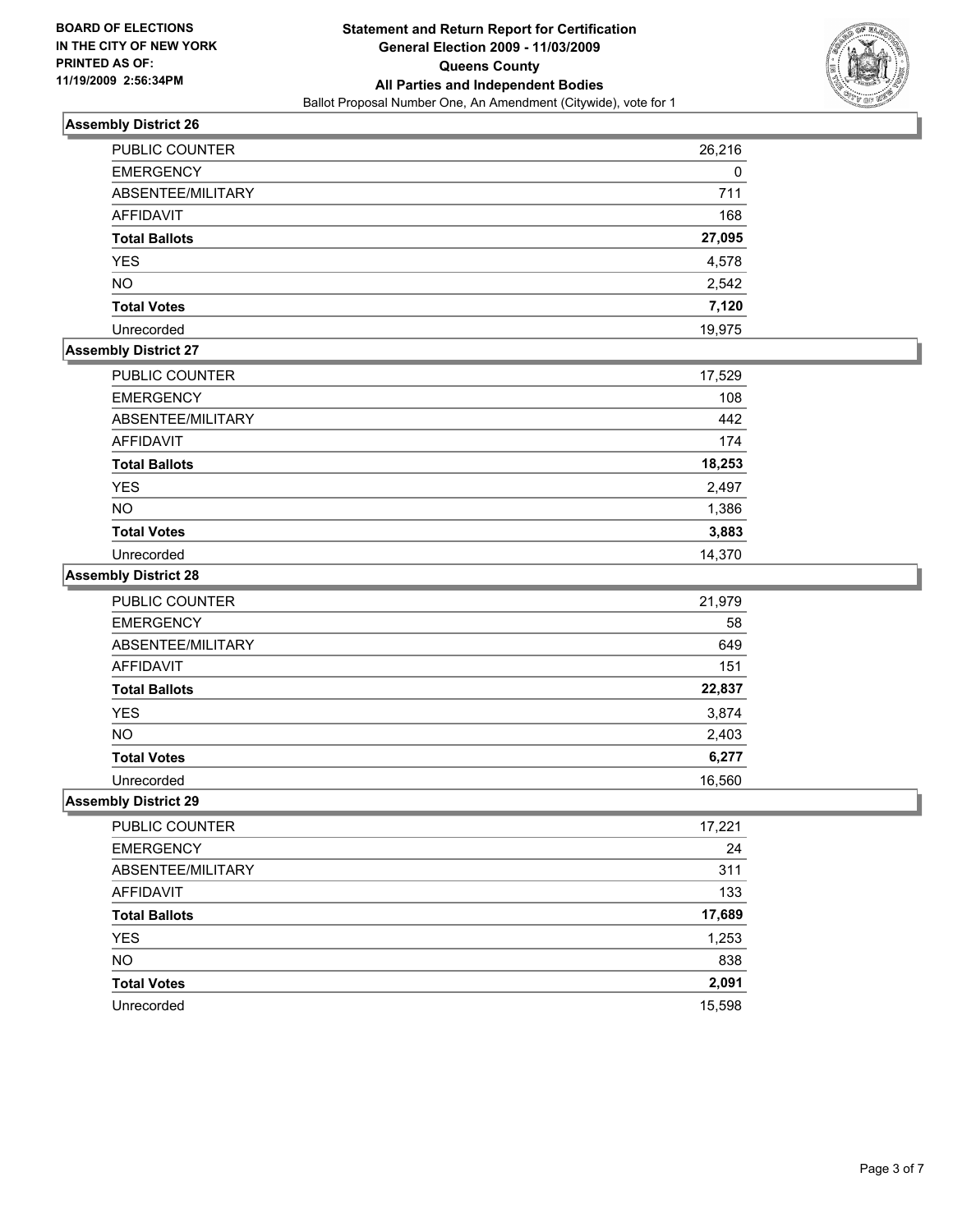BOARD OF ELECTIONS
IN THE CITY OF NEW YORK
PRINTED AS OF:
11/19/2009 2:56:34PM

**Statement and Return Report for Certification**
**General Election 2009 - 11/03/2009**
**Queens County**
**All Parties and Independent Bodies**
Ballot Proposal Number One, An Amendment (Citywide), vote for 1

### Assembly District 26

| | |
|---|---|
| PUBLIC COUNTER | 26,216 |
| EMERGENCY | 0 |
| ABSENTEE/MILITARY | 711 |
| AFFIDAVIT | 168 |
| **Total Ballots** | **27,095** |
| YES | 4,578 |
| NO | 2,542 |
| **Total Votes** | **7,120** |
| Unrecorded | 19,975 |

### Assembly District 27

| | |
|---|---|
| PUBLIC COUNTER | 17,529 |
| EMERGENCY | 108 |
| ABSENTEE/MILITARY | 442 |
| AFFIDAVIT | 174 |
| **Total Ballots** | **18,253** |
| YES | 2,497 |
| NO | 1,386 |
| **Total Votes** | **3,883** |
| Unrecorded | 14,370 |

### Assembly District 28

| | |
|---|---|
| PUBLIC COUNTER | 21,979 |
| EMERGENCY | 58 |
| ABSENTEE/MILITARY | 649 |
| AFFIDAVIT | 151 |
| **Total Ballots** | **22,837** |
| YES | 3,874 |
| NO | 2,403 |
| **Total Votes** | **6,277** |
| Unrecorded | 16,560 |

### Assembly District 29

| | |
|---|---|
| PUBLIC COUNTER | 17,221 |
| EMERGENCY | 24 |
| ABSENTEE/MILITARY | 311 |
| AFFIDAVIT | 133 |
| **Total Ballots** | **17,689** |
| YES | 1,253 |
| NO | 838 |
| **Total Votes** | **2,091** |
| Unrecorded | 15,598 |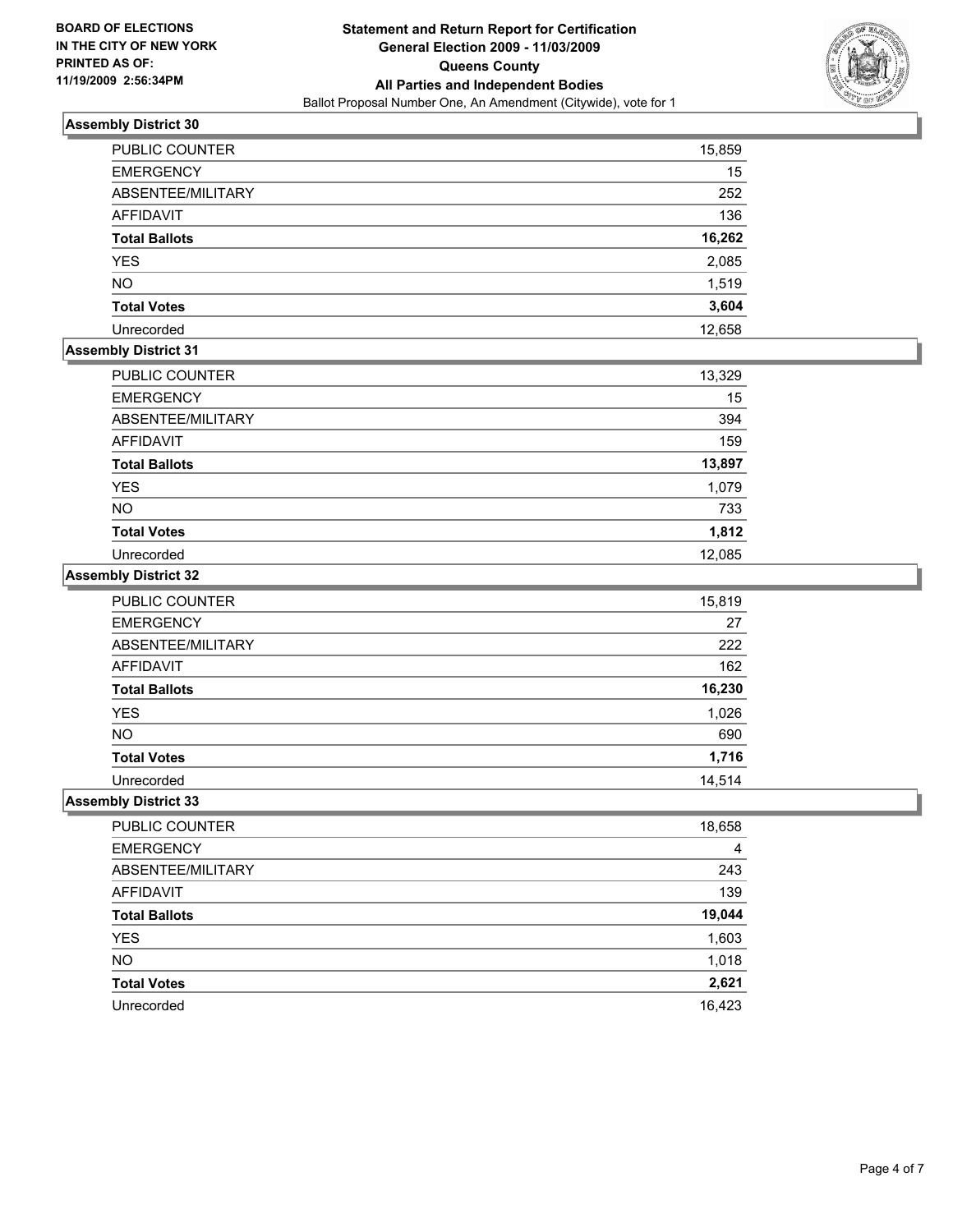**BOARD OF ELECTIONS IN THE CITY OF NEW YORK PRINTED AS OF: 11/19/2009 2:56:34PM**

**Statement and Return Report for Certification**
**General Election 2009 - 11/03/2009**
**Queens County**
**All Parties and Independent Bodies**
Ballot Proposal Number One, An Amendment (Citywide), vote for 1

### Assembly District 30

| | |
|---|---|
| PUBLIC COUNTER | 15,859 |
| EMERGENCY | 15 |
| ABSENTEE/MILITARY | 252 |
| AFFIDAVIT | 136 |
| **Total Ballots** | **16,262** |
| YES | 2,085 |
| NO | 1,519 |
| **Total Votes** | **3,604** |
| Unrecorded | 12,658 |

### Assembly District 31

| | |
|---|---|
| PUBLIC COUNTER | 13,329 |
| EMERGENCY | 15 |
| ABSENTEE/MILITARY | 394 |
| AFFIDAVIT | 159 |
| **Total Ballots** | **13,897** |
| YES | 1,079 |
| NO | 733 |
| **Total Votes** | **1,812** |
| Unrecorded | 12,085 |

### Assembly District 32

| | |
|---|---|
| PUBLIC COUNTER | 15,819 |
| EMERGENCY | 27 |
| ABSENTEE/MILITARY | 222 |
| AFFIDAVIT | 162 |
| **Total Ballots** | **16,230** |
| YES | 1,026 |
| NO | 690 |
| **Total Votes** | **1,716** |
| Unrecorded | 14,514 |

### Assembly District 33

| | |
|---|---|
| PUBLIC COUNTER | 18,658 |
| EMERGENCY | 4 |
| ABSENTEE/MILITARY | 243 |
| AFFIDAVIT | 139 |
| **Total Ballots** | **19,044** |
| YES | 1,603 |
| NO | 1,018 |
| **Total Votes** | **2,621** |
| Unrecorded | 16,423 |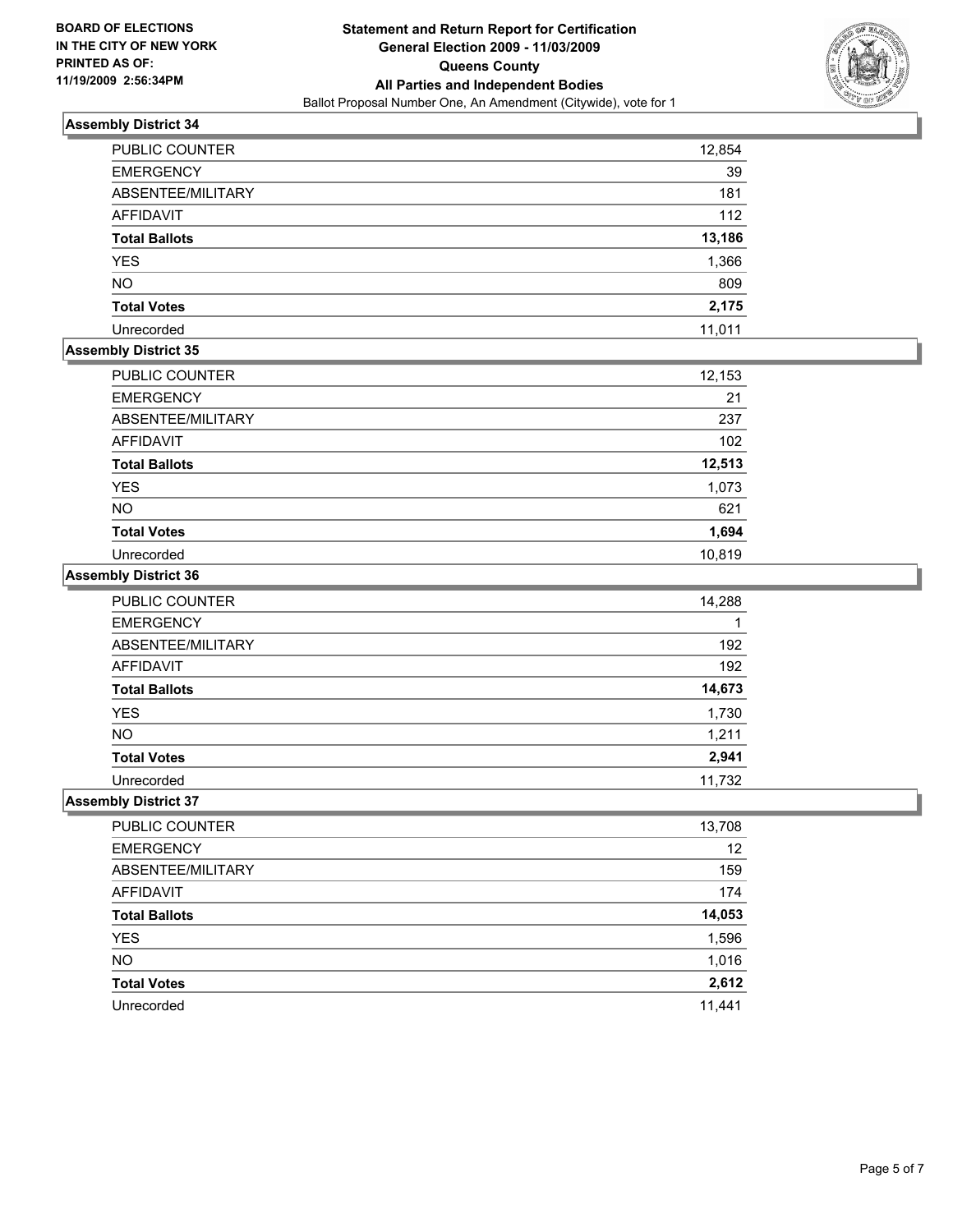**BOARD OF ELECTIONS IN THE CITY OF NEW YORK PRINTED AS OF: 11/19/2009 2:56:34PM**

**Statement and Return Report for Certification**
**General Election 2009 - 11/03/2009**
**Queens County**
**All Parties and Independent Bodies**
Ballot Proposal Number One, An Amendment (Citywide), vote for 1

### Assembly District 34

| | |
|---|---|
| PUBLIC COUNTER | 12,854 |
| EMERGENCY | 39 |
| ABSENTEE/MILITARY | 181 |
| AFFIDAVIT | 112 |
| **Total Ballots** | **13,186** |
| YES | 1,366 |
| NO | 809 |
| **Total Votes** | **2,175** |
| Unrecorded | 11,011 |

### Assembly District 35

| | |
|---|---|
| PUBLIC COUNTER | 12,153 |
| EMERGENCY | 21 |
| ABSENTEE/MILITARY | 237 |
| AFFIDAVIT | 102 |
| **Total Ballots** | **12,513** |
| YES | 1,073 |
| NO | 621 |
| **Total Votes** | **1,694** |
| Unrecorded | 10,819 |

### Assembly District 36

| | |
|---|---|
| PUBLIC COUNTER | 14,288 |
| EMERGENCY | 1 |
| ABSENTEE/MILITARY | 192 |
| AFFIDAVIT | 192 |
| **Total Ballots** | **14,673** |
| YES | 1,730 |
| NO | 1,211 |
| **Total Votes** | **2,941** |
| Unrecorded | 11,732 |

### Assembly District 37

| | |
|---|---|
| PUBLIC COUNTER | 13,708 |
| EMERGENCY | 12 |
| ABSENTEE/MILITARY | 159 |
| AFFIDAVIT | 174 |
| **Total Ballots** | **14,053** |
| YES | 1,596 |
| NO | 1,016 |
| **Total Votes** | **2,612** |
| Unrecorded | 11,441 |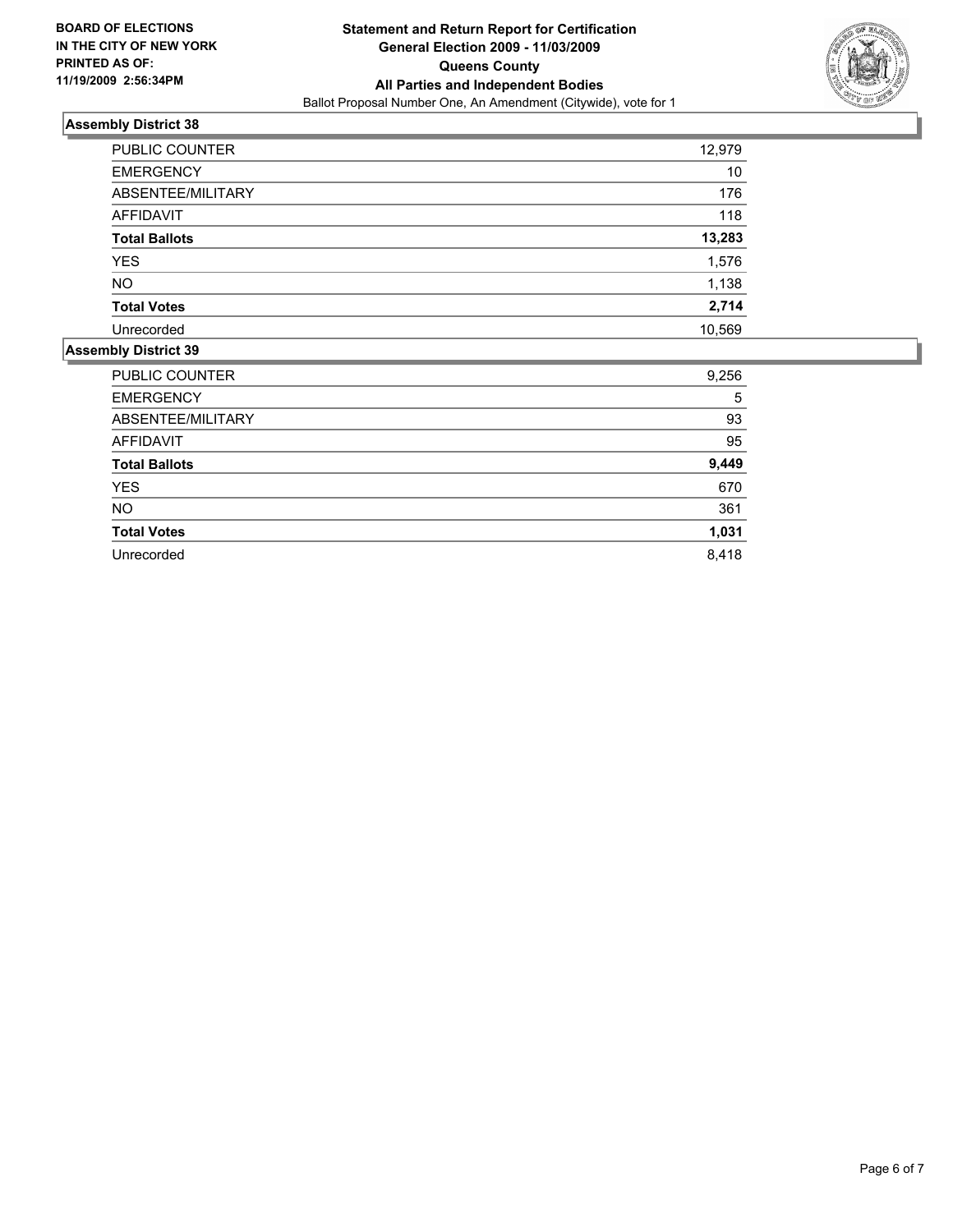BOARD OF ELECTIONS
IN THE CITY OF NEW YORK
PRINTED AS OF:
11/19/2009 2:56:34PM

**Statement and Return Report for Certification**
**General Election 2009 - 11/03/2009**
**Queens County**
**All Parties and Independent Bodies**
Ballot Proposal Number One, An Amendment (Citywide), vote for 1

### Assembly District 38

| | |
|---|---|
| PUBLIC COUNTER | 12,979 |
| EMERGENCY | 10 |
| ABSENTEE/MILITARY | 176 |
| AFFIDAVIT | 118 |
| **Total Ballots** | **13,283** |
| YES | 1,576 |
| NO | 1,138 |
| **Total Votes** | **2,714** |
| Unrecorded | 10,569 |

### Assembly District 39

| | |
|---|---|
| PUBLIC COUNTER | 9,256 |
| EMERGENCY | 5 |
| ABSENTEE/MILITARY | 93 |
| AFFIDAVIT | 95 |
| **Total Ballots** | **9,449** |
| YES | 670 |
| NO | 361 |
| **Total Votes** | **1,031** |
| Unrecorded | 8,418 |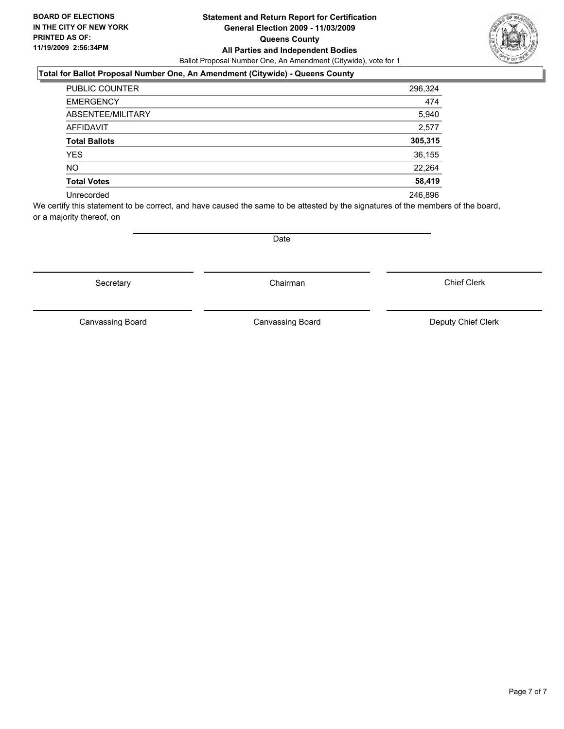**BOARD OF ELECTIONS IN THE CITY OF NEW YORK PRINTED AS OF: 11/19/2009 2:56:34PM**

**Statement and Return Report for Certification**
**General Election 2009 - 11/03/2009**
**Queens County**
**All Parties and Independent Bodies**
Ballot Proposal Number One, An Amendment (Citywide), vote for 1

### Total for Ballot Proposal Number One, An Amendment (Citywide) - Queens County

| | |
|---|---|
| PUBLIC COUNTER | 296,324 |
| EMERGENCY | 474 |
| ABSENTEE/MILITARY | 5,940 |
| AFFIDAVIT | 2,577 |
| **Total Ballots** | **305,315** |
| YES | 36,155 |
| NO | 22,264 |
| **Total Votes** | **58,419** |
| Unrecorded | 246,896 |

We certify this statement to be correct, and have caused the same to be attested by the signatures of the members of the board, or a majority thereof, on

Date

| | | |
|---|---|---|
| Secretary | Chairman | Chief Clerk |
| Canvassing Board | Canvassing Board | Deputy Chief Clerk |